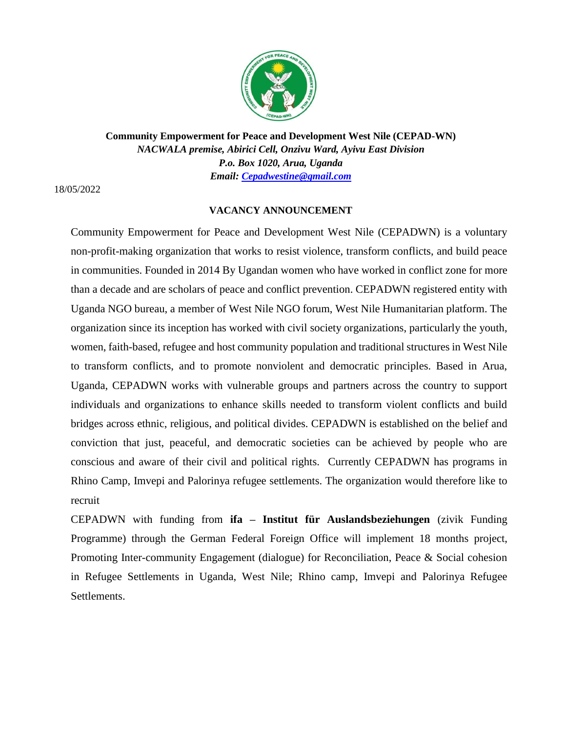**Community Empowerment for Peace and Development West Nile (CEPAD-WN)**
*NACWALA premise, Abirici Cell, Onzivu Ward, Ayivu East Division*
*P.o. Box 1020, Arua, Uganda*
*Email: Cepadwestine@gmail.com*

18/05/2022

**VACANCY ANNOUNCEMENT**

Community Empowerment for Peace and Development West Nile (CEPADWN) is a voluntary non-profit-making organization that works to resist violence, transform conflicts, and build peace in communities. Founded in 2014 By Ugandan women who have worked in conflict zone for more than a decade and are scholars of peace and conflict prevention. CEPADWN registered entity with Uganda NGO bureau, a member of West Nile NGO forum, West Nile Humanitarian platform. The organization since its inception has worked with civil society organizations, particularly the youth, women, faith-based, refugee and host community population and traditional structures in West Nile to transform conflicts, and to promote nonviolent and democratic principles. Based in Arua, Uganda, CEPADWN works with vulnerable groups and partners across the country to support individuals and organizations to enhance skills needed to transform violent conflicts and build bridges across ethnic, religious, and political divides. CEPADWN is established on the belief and conviction that just, peaceful, and democratic societies can be achieved by people who are conscious and aware of their civil and political rights. Currently CEPADWN has programs in Rhino Camp, Imvepi and Palorinya refugee settlements. The organization would therefore like to recruit

CEPADWN with funding from **ifa – Institut für Auslandsbeziehungen** (zivik Funding Programme) through the German Federal Foreign Office will implement 18 months project, Promoting Inter-community Engagement (dialogue) for Reconciliation, Peace & Social cohesion in Refugee Settlements in Uganda, West Nile; Rhino camp, Imvepi and Palorinya Refugee Settlements.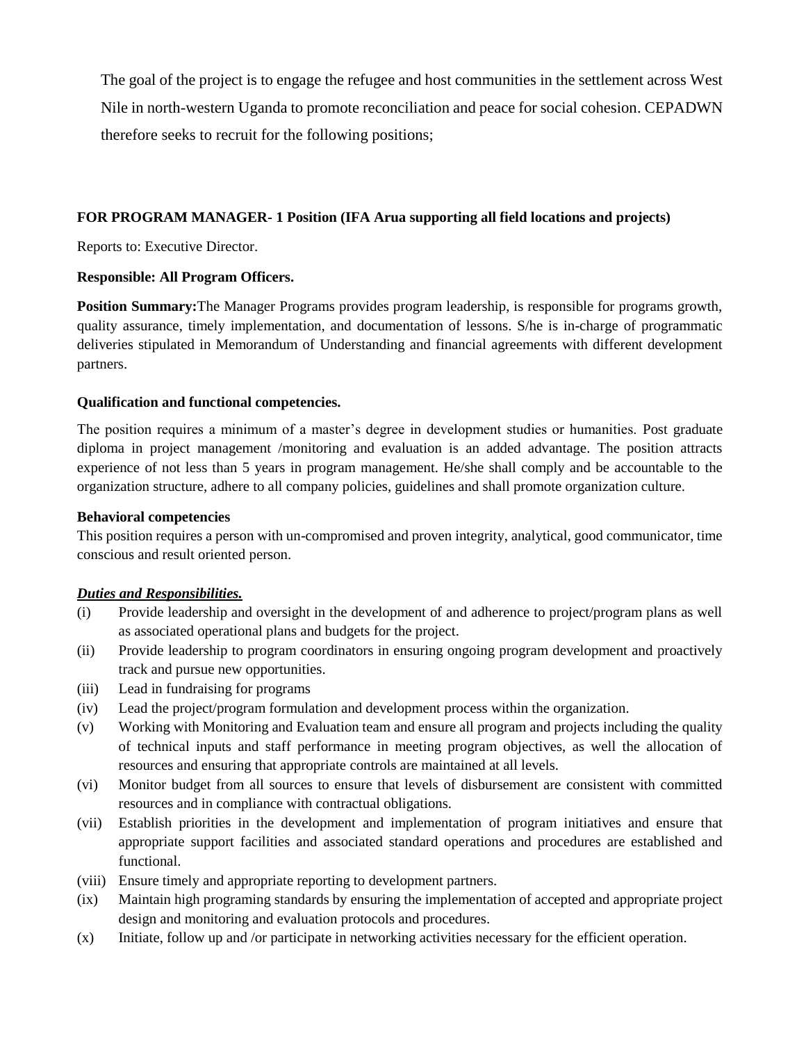The goal of the project is to engage the refugee and host communities in the settlement across West Nile in north-western Uganda to promote reconciliation and peace for social cohesion. CEPADWN therefore seeks to recruit for the following positions;

**FOR PROGRAM MANAGER- 1 Position (IFA Arua supporting all field locations and projects)**

Reports to: Executive Director.

**Responsible: All Program Officers.**

**Position Summary:**The Manager Programs provides program leadership, is responsible for programs growth, quality assurance, timely implementation, and documentation of lessons. S/he is in-charge of programmatic deliveries stipulated in Memorandum of Understanding and financial agreements with different development partners.

**Qualification and functional competencies.**

The position requires a minimum of a master's degree in development studies or humanities. Post graduate diploma in project management /monitoring and evaluation is an added advantage. The position attracts experience of not less than 5 years in program management. He/she shall comply and be accountable to the organization structure, adhere to all company policies, guidelines and shall promote organization culture.

**Behavioral competencies**

This position requires a person with un-compromised and proven integrity, analytical, good communicator, time conscious and result oriented person.

***Duties and Responsibilities.***

(i) Provide leadership and oversight in the development of and adherence to project/program plans as well as associated operational plans and budgets for the project.

(ii) Provide leadership to program coordinators in ensuring ongoing program development and proactively track and pursue new opportunities.

(iii) Lead in fundraising for programs

(iv) Lead the project/program formulation and development process within the organization.

(v) Working with Monitoring and Evaluation team and ensure all program and projects including the quality of technical inputs and staff performance in meeting program objectives, as well the allocation of resources and ensuring that appropriate controls are maintained at all levels.

(vi) Monitor budget from all sources to ensure that levels of disbursement are consistent with committed resources and in compliance with contractual obligations.

(vii) Establish priorities in the development and implementation of program initiatives and ensure that appropriate support facilities and associated standard operations and procedures are established and functional.

(viii) Ensure timely and appropriate reporting to development partners.

(ix) Maintain high programing standards by ensuring the implementation of accepted and appropriate project design and monitoring and evaluation protocols and procedures.

(x) Initiate, follow up and /or participate in networking activities necessary for the efficient operation.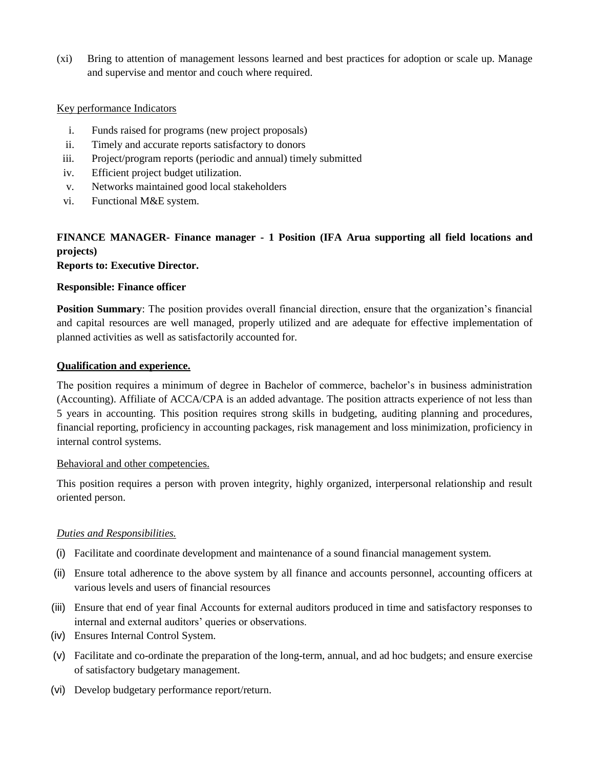(xi) Bring to attention of management lessons learned and best practices for adoption or scale up. Manage and supervise and mentor and couch where required.

Key performance Indicators

i. Funds raised for programs (new project proposals)
ii. Timely and accurate reports satisfactory to donors
iii. Project/program reports (periodic and annual) timely submitted
iv. Efficient project budget utilization.
v. Networks maintained good local stakeholders
vi. Functional M&E system.

**FINANCE MANAGER- Finance manager - 1 Position (IFA Arua supporting all field locations and projects)**
**Reports to: Executive Director.**

**Responsible: Finance officer**

**Position Summary**: The position provides overall financial direction, ensure that the organization's financial and capital resources are well managed, properly utilized and are adequate for effective implementation of planned activities as well as satisfactorily accounted for.

**Qualification and experience.**

The position requires a minimum of degree in Bachelor of commerce, bachelor's in business administration (Accounting). Affiliate of ACCA/CPA is an added advantage. The position attracts experience of not less than 5 years in accounting. This position requires strong skills in budgeting, auditing planning and procedures, financial reporting, proficiency in accounting packages, risk management and loss minimization, proficiency in internal control systems.

Behavioral and other competencies.

This position requires a person with proven integrity, highly organized, interpersonal relationship and result oriented person.

*Duties and Responsibilities.*

(i) Facilitate and coordinate development and maintenance of a sound financial management system.
(ii) Ensure total adherence to the above system by all finance and accounts personnel, accounting officers at various levels and users of financial resources
(iii) Ensure that end of year final Accounts for external auditors produced in time and satisfactory responses to internal and external auditors' queries or observations.
(iv) Ensures Internal Control System.
(v) Facilitate and co-ordinate the preparation of the long-term, annual, and ad hoc budgets; and ensure exercise of satisfactory budgetary management.
(vi) Develop budgetary performance report/return.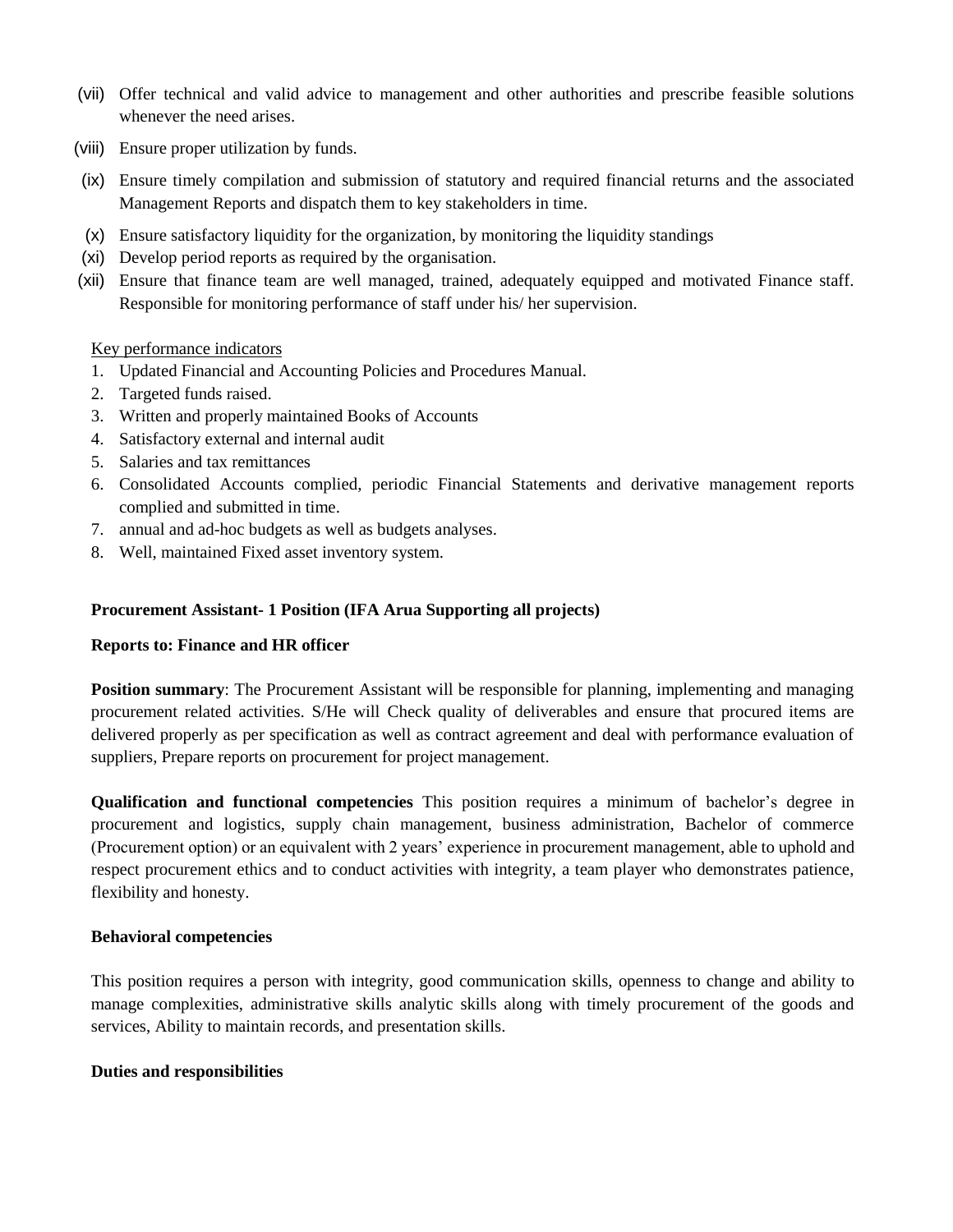(vii) Offer technical and valid advice to management and other authorities and prescribe feasible solutions whenever the need arises.

(viii) Ensure proper utilization by funds.

(ix) Ensure timely compilation and submission of statutory and required financial returns and the associated Management Reports and dispatch them to key stakeholders in time.

(x) Ensure satisfactory liquidity for the organization, by monitoring the liquidity standings

(xi) Develop period reports as required by the organisation.

(xii) Ensure that finance team are well managed, trained, adequately equipped and motivated Finance staff. Responsible for monitoring performance of staff under his/ her supervision.

Key performance indicators

1. Updated Financial and Accounting Policies and Procedures Manual.
2. Targeted funds raised.
3. Written and properly maintained Books of Accounts
4. Satisfactory external and internal audit
5. Salaries and tax remittances
6. Consolidated Accounts complied, periodic Financial Statements and derivative management reports complied and submitted in time.
7. annual and ad-hoc budgets as well as budgets analyses.
8. Well, maintained Fixed asset inventory system.

**Procurement Assistant- 1 Position (IFA Arua Supporting all projects)**

**Reports to: Finance and HR officer**

**Position summary**: The Procurement Assistant will be responsible for planning, implementing and managing procurement related activities. S/He will Check quality of deliverables and ensure that procured items are delivered properly as per specification as well as contract agreement and deal with performance evaluation of suppliers, Prepare reports on procurement for project management.

**Qualification and functional competencies** This position requires a minimum of bachelor's degree in procurement and logistics, supply chain management, business administration, Bachelor of commerce (Procurement option) or an equivalent with 2 years' experience in procurement management, able to uphold and respect procurement ethics and to conduct activities with integrity, a team player who demonstrates patience, flexibility and honesty.

**Behavioral competencies**

This position requires a person with integrity, good communication skills, openness to change and ability to manage complexities, administrative skills analytic skills along with timely procurement of the goods and services, Ability to maintain records, and presentation skills.

**Duties and responsibilities**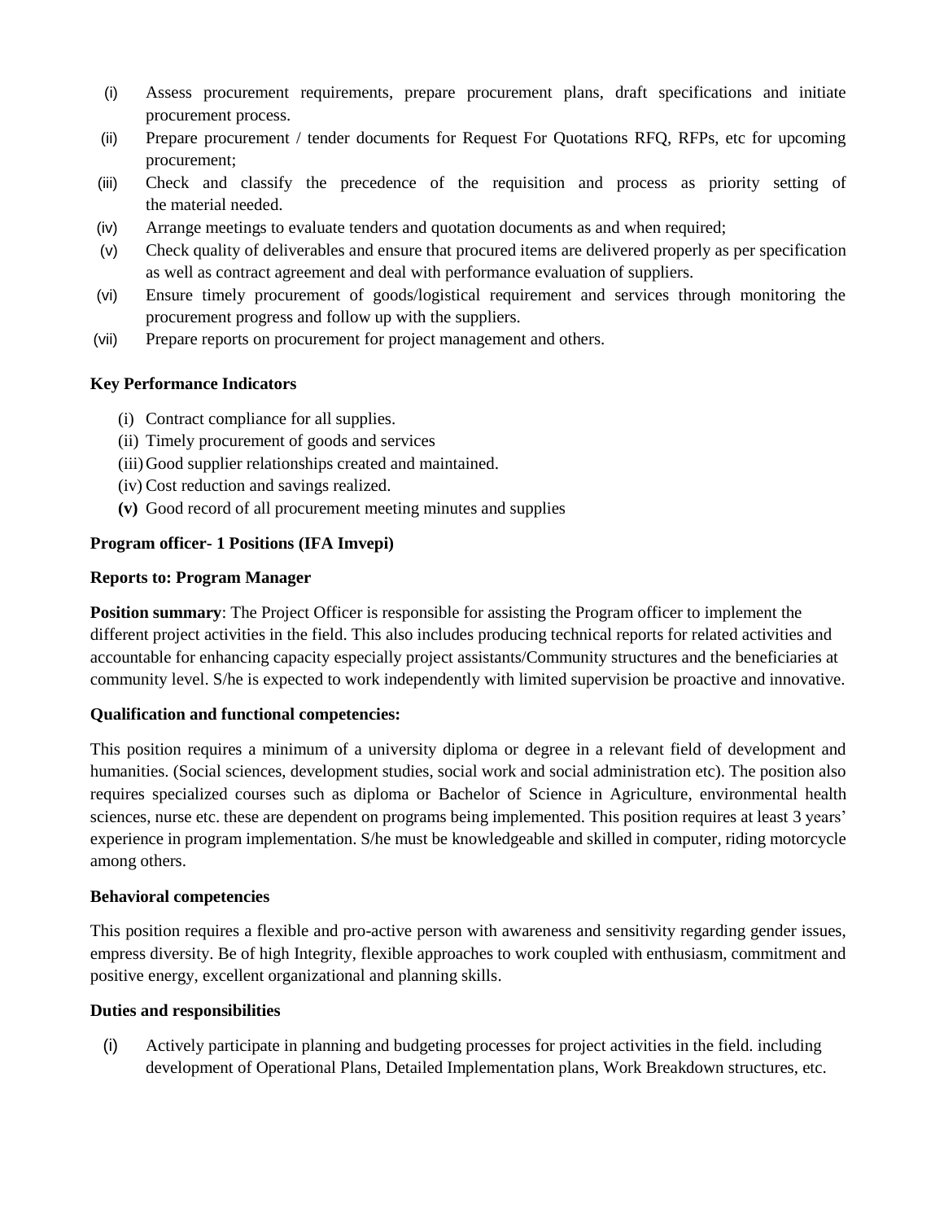(i) Assess procurement requirements, prepare procurement plans, draft specifications and initiate procurement process.
(ii) Prepare procurement / tender documents for Request For Quotations RFQ, RFPs, etc for upcoming procurement;
(iii) Check and classify the precedence of the requisition and process as priority setting of the material needed.
(iv) Arrange meetings to evaluate tenders and quotation documents as and when required;
(v) Check quality of deliverables and ensure that procured items are delivered properly as per specification as well as contract agreement and deal with performance evaluation of suppliers.
(vi) Ensure timely procurement of goods/logistical requirement and services through monitoring the procurement progress and follow up with the suppliers.
(vii) Prepare reports on procurement for project management and others.

**Key Performance Indicators**

(i) Contract compliance for all supplies.
(ii) Timely procurement of goods and services
(iii) Good supplier relationships created and maintained.
(iv) Cost reduction and savings realized.
**(v)** Good record of all procurement meeting minutes and supplies

**Program officer- 1 Positions (IFA Imvepi)**

**Reports to: Program Manager**

**Position summary**: The Project Officer is responsible for assisting the Program officer to implement the different project activities in the field. This also includes producing technical reports for related activities and accountable for enhancing capacity especially project assistants/Community structures and the beneficiaries at community level. S/he is expected to work independently with limited supervision be proactive and innovative.

**Qualification and functional competencies:**

This position requires a minimum of a university diploma or degree in a relevant field of development and humanities. (Social sciences, development studies, social work and social administration etc). The position also requires specialized courses such as diploma or Bachelor of Science in Agriculture, environmental health sciences, nurse etc. these are dependent on programs being implemented. This position requires at least 3 years' experience in program implementation. S/he must be knowledgeable and skilled in computer, riding motorcycle among others.

**Behavioral competencies**

This position requires a flexible and pro-active person with awareness and sensitivity regarding gender issues, empress diversity. Be of high Integrity, flexible approaches to work coupled with enthusiasm, commitment and positive energy, excellent organizational and planning skills.

**Duties and responsibilities**

(i) Actively participate in planning and budgeting processes for project activities in the field. including development of Operational Plans, Detailed Implementation plans, Work Breakdown structures, etc.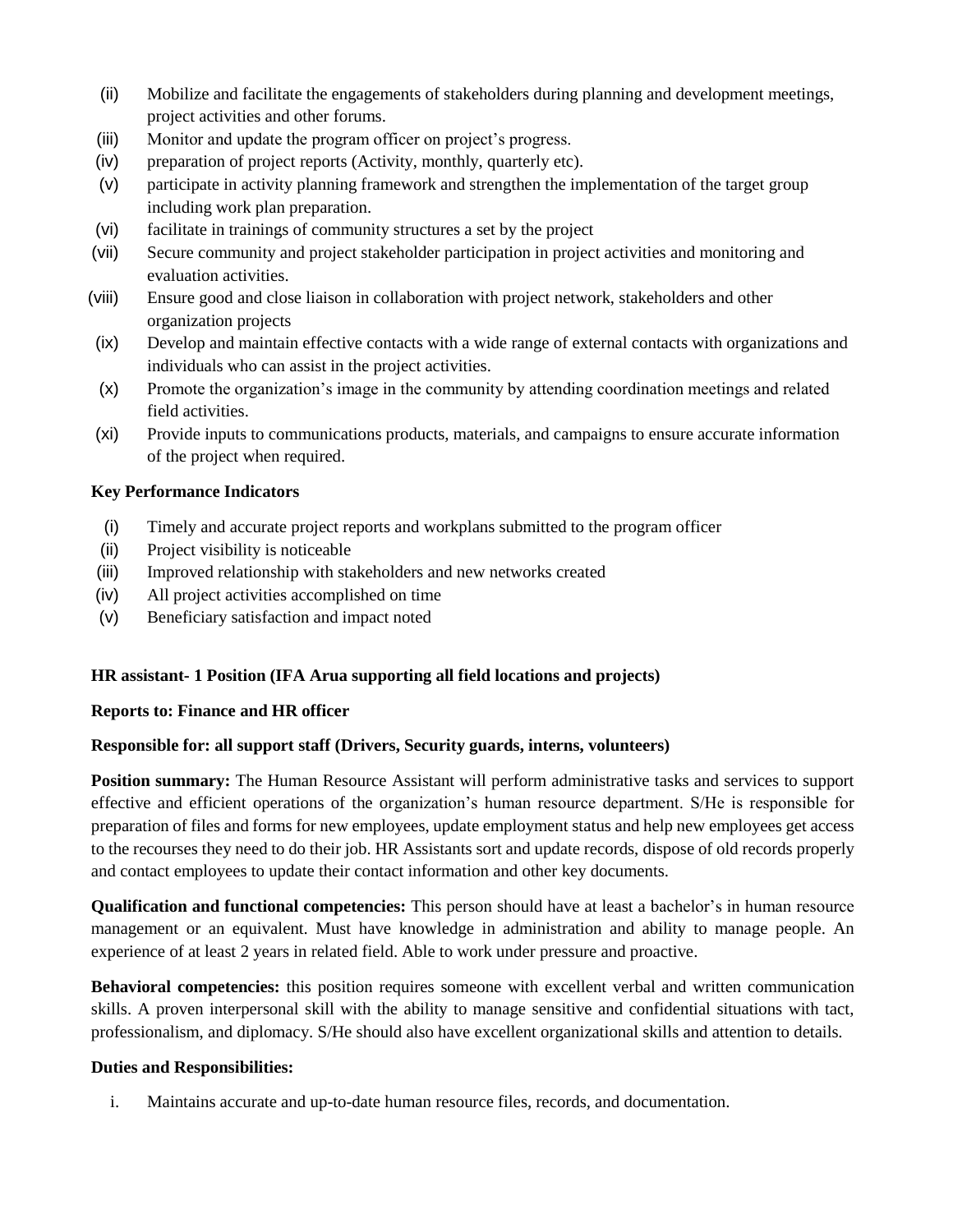(ii) Mobilize and facilitate the engagements of stakeholders during planning and development meetings, project activities and other forums.

(iii) Monitor and update the program officer on project's progress.

(iv) preparation of project reports (Activity, monthly, quarterly etc).

(v) participate in activity planning framework and strengthen the implementation of the target group including work plan preparation.

(vi) facilitate in trainings of community structures a set by the project

(vii) Secure community and project stakeholder participation in project activities and monitoring and evaluation activities.

(viii) Ensure good and close liaison in collaboration with project network, stakeholders and other organization projects

(ix) Develop and maintain effective contacts with a wide range of external contacts with organizations and individuals who can assist in the project activities.

(x) Promote the organization's image in the community by attending coordination meetings and related field activities.

(xi) Provide inputs to communications products, materials, and campaigns to ensure accurate information of the project when required.

**Key Performance Indicators**

(i) Timely and accurate project reports and workplans submitted to the program officer

(ii) Project visibility is noticeable

(iii) Improved relationship with stakeholders and new networks created

(iv) All project activities accomplished on time

(v) Beneficiary satisfaction and impact noted

**HR assistant- 1 Position (IFA Arua supporting all field locations and projects)**

**Reports to: Finance and HR officer**

**Responsible for: all support staff (Drivers, Security guards, interns, volunteers)**

**Position summary:** The Human Resource Assistant will perform administrative tasks and services to support effective and efficient operations of the organization's human resource department. S/He is responsible for preparation of files and forms for new employees, update employment status and help new employees get access to the recourses they need to do their job. HR Assistants sort and update records, dispose of old records properly and contact employees to update their contact information and other key documents.

**Qualification and functional competencies:** This person should have at least a bachelor's in human resource management or an equivalent. Must have knowledge in administration and ability to manage people. An experience of at least 2 years in related field. Able to work under pressure and proactive.

**Behavioral competencies:** this position requires someone with excellent verbal and written communication skills. A proven interpersonal skill with the ability to manage sensitive and confidential situations with tact, professionalism, and diplomacy. S/He should also have excellent organizational skills and attention to details.

**Duties and Responsibilities:**

i. Maintains accurate and up-to-date human resource files, records, and documentation.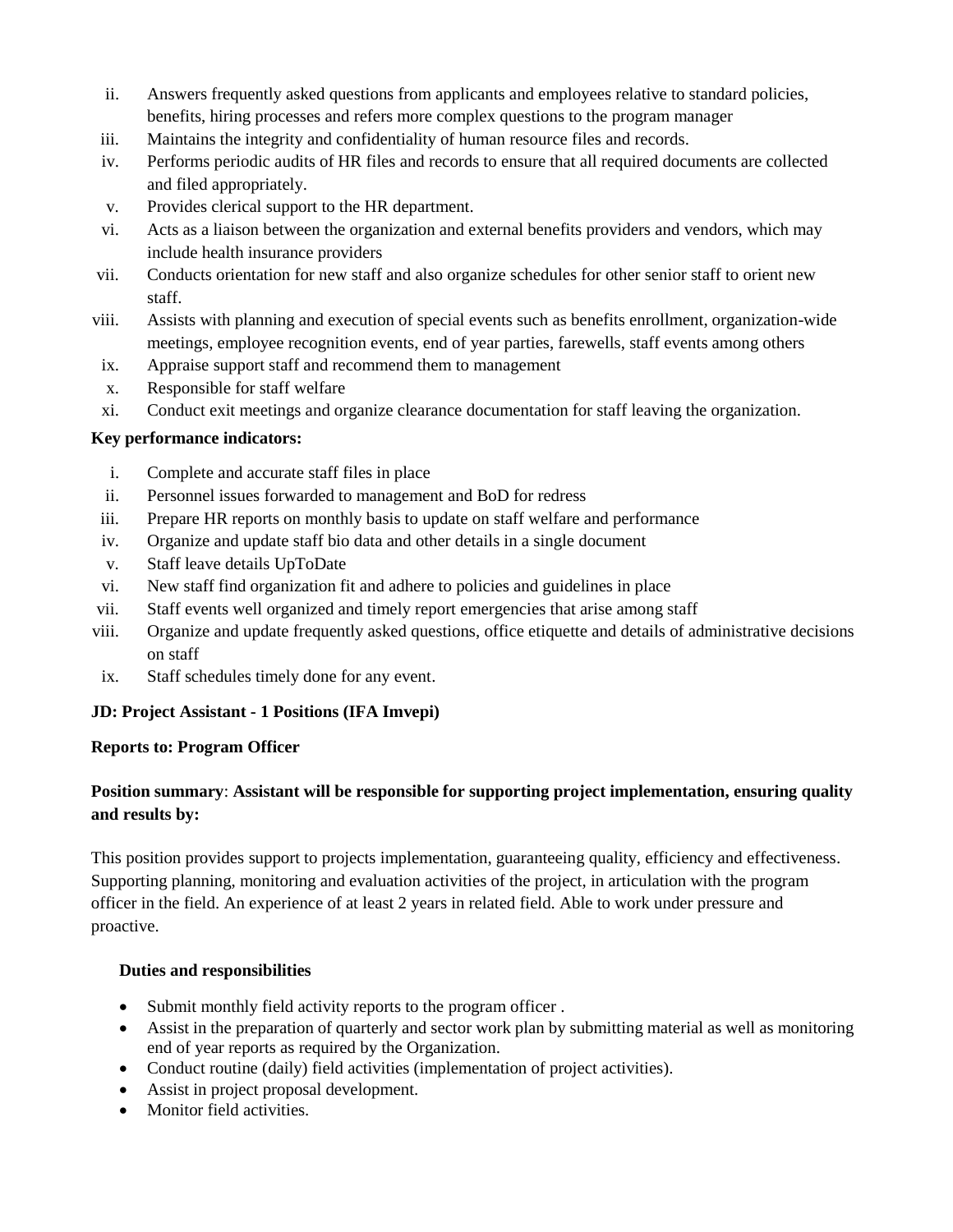ii. Answers frequently asked questions from applicants and employees relative to standard policies, benefits, hiring processes and refers more complex questions to the program manager
iii. Maintains the integrity and confidentiality of human resource files and records.
iv. Performs periodic audits of HR files and records to ensure that all required documents are collected and filed appropriately.
v. Provides clerical support to the HR department.
vi. Acts as a liaison between the organization and external benefits providers and vendors, which may include health insurance providers
vii. Conducts orientation for new staff and also organize schedules for other senior staff to orient new staff.
viii. Assists with planning and execution of special events such as benefits enrollment, organization-wide meetings, employee recognition events, end of year parties, farewells, staff events among others
ix. Appraise support staff and recommend them to management
x. Responsible for staff welfare
xi. Conduct exit meetings and organize clearance documentation for staff leaving the organization.

**Key performance indicators:**

i. Complete and accurate staff files in place
ii. Personnel issues forwarded to management and BoD for redress
iii. Prepare HR reports on monthly basis to update on staff welfare and performance
iv. Organize and update staff bio data and other details in a single document
v. Staff leave details UpToDate
vi. New staff find organization fit and adhere to policies and guidelines in place
vii. Staff events well organized and timely report emergencies that arise among staff
viii. Organize and update frequently asked questions, office etiquette and details of administrative decisions on staff
ix. Staff schedules timely done for any event.

**JD: Project Assistant - 1 Positions (IFA Imvepi)**

**Reports to: Program Officer**

**Position summary**: **Assistant will be responsible for supporting project implementation, ensuring quality and results by:**

This position provides support to projects implementation, guaranteeing quality, efficiency and effectiveness. Supporting planning, monitoring and evaluation activities of the project, in articulation with the program officer in the field. An experience of at least 2 years in related field. Able to work under pressure and proactive.

**Duties and responsibilities**

- Submit monthly field activity reports to the program officer .
- Assist in the preparation of quarterly and sector work plan by submitting material as well as monitoring end of year reports as required by the Organization.
- Conduct routine (daily) field activities (implementation of project activities).
- Assist in project proposal development.
- Monitor field activities.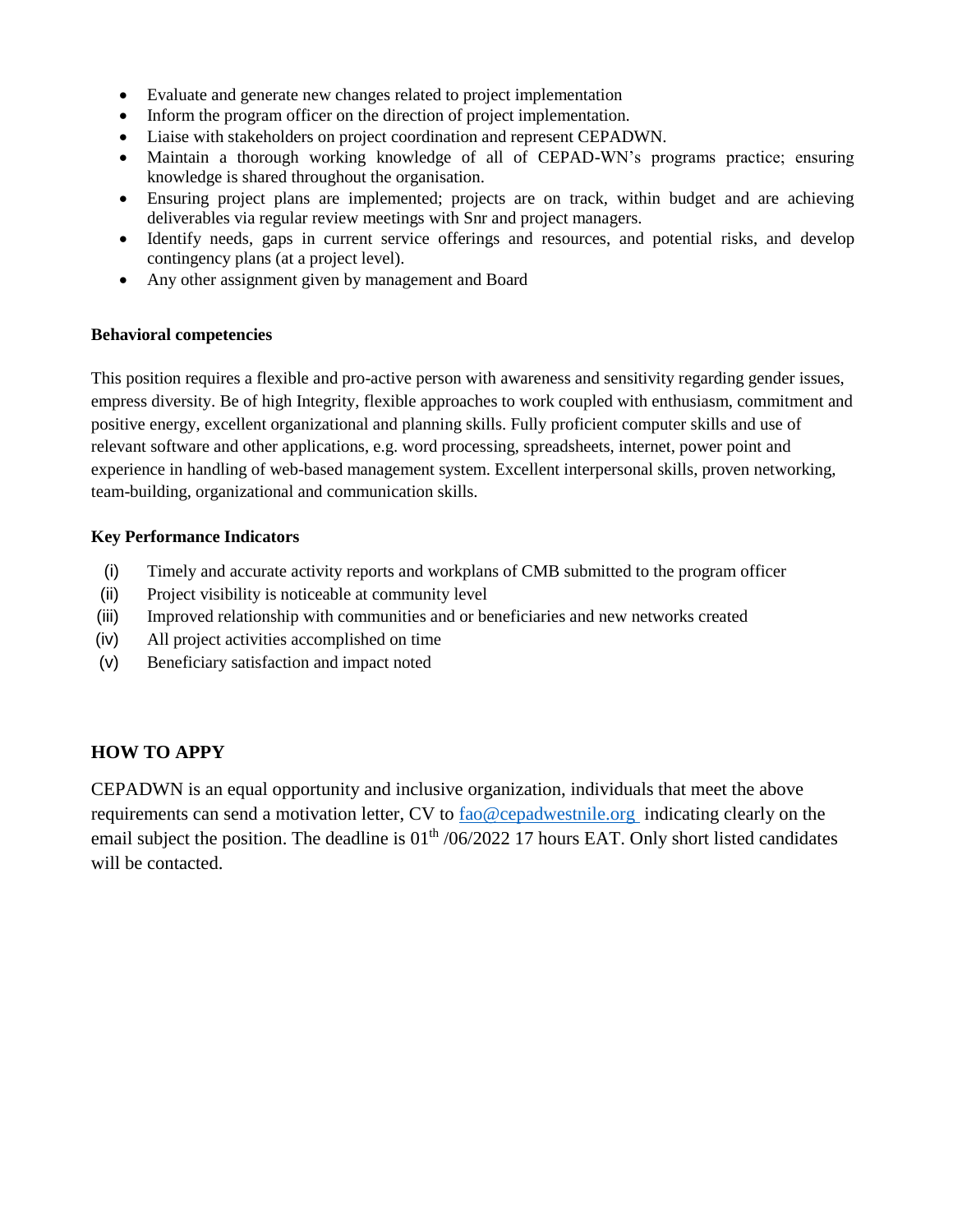- Evaluate and generate new changes related to project implementation
- Inform the program officer on the direction of project implementation.
- Liaise with stakeholders on project coordination and represent CEPADWN.
- Maintain a thorough working knowledge of all of CEPAD-WN's programs practice; ensuring knowledge is shared throughout the organisation.
- Ensuring project plans are implemented; projects are on track, within budget and are achieving deliverables via regular review meetings with Snr and project managers.
- Identify needs, gaps in current service offerings and resources, and potential risks, and develop contingency plans (at a project level).
- Any other assignment given by management and Board

**Behavioral competencies**

This position requires a flexible and pro-active person with awareness and sensitivity regarding gender issues, empress diversity. Be of high Integrity, flexible approaches to work coupled with enthusiasm, commitment and positive energy, excellent organizational and planning skills. Fully proficient computer skills and use of relevant software and other applications, e.g. word processing, spreadsheets, internet, power point and experience in handling of web-based management system. Excellent interpersonal skills, proven networking, team-building, organizational and communication skills.

**Key Performance Indicators**

(i) Timely and accurate activity reports and workplans of CMB submitted to the program officer
(ii) Project visibility is noticeable at community level
(iii) Improved relationship with communities and or beneficiaries and new networks created
(iv) All project activities accomplished on time
(v) Beneficiary satisfaction and impact noted

## HOW TO APPY

CEPADWN is an equal opportunity and inclusive organization, individuals that meet the above requirements can send a motivation letter, CV to fao@cepadwestnile.org indicating clearly on the email subject the position. The deadline is 01th /06/2022 17 hours EAT. Only short listed candidates will be contacted.